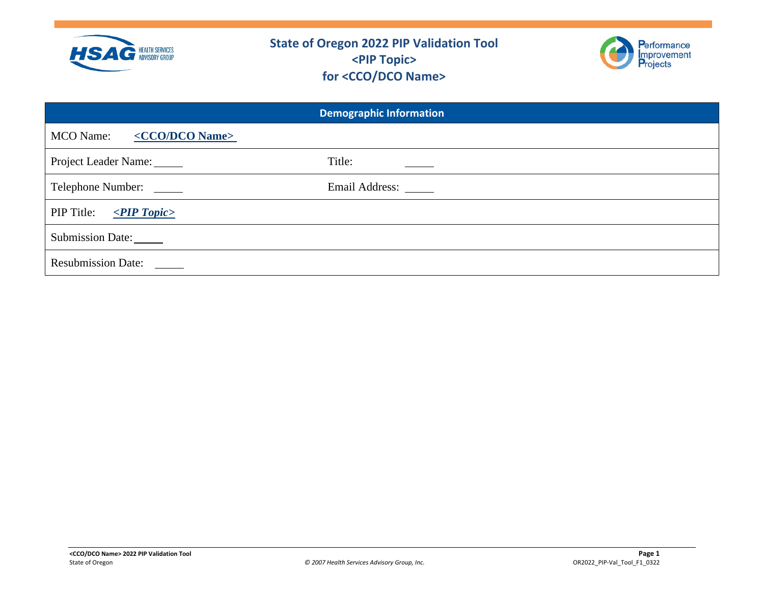# State of Oregon 2022 PIP Validation Tool
## <PIP Topic>
## for <CCO/DCO Name>

| Demographic Information | |
|---|---|
| MCO Name: <CCO/DCO Name> | |
| Project Leader Name: _____ | Title: _____ |
| Telephone Number: _____ | Email Address: _____ |
| PIP Title: *<PIP Topic>* | |
| Submission Date: _____ | |
| Resubmission Date: _____ | |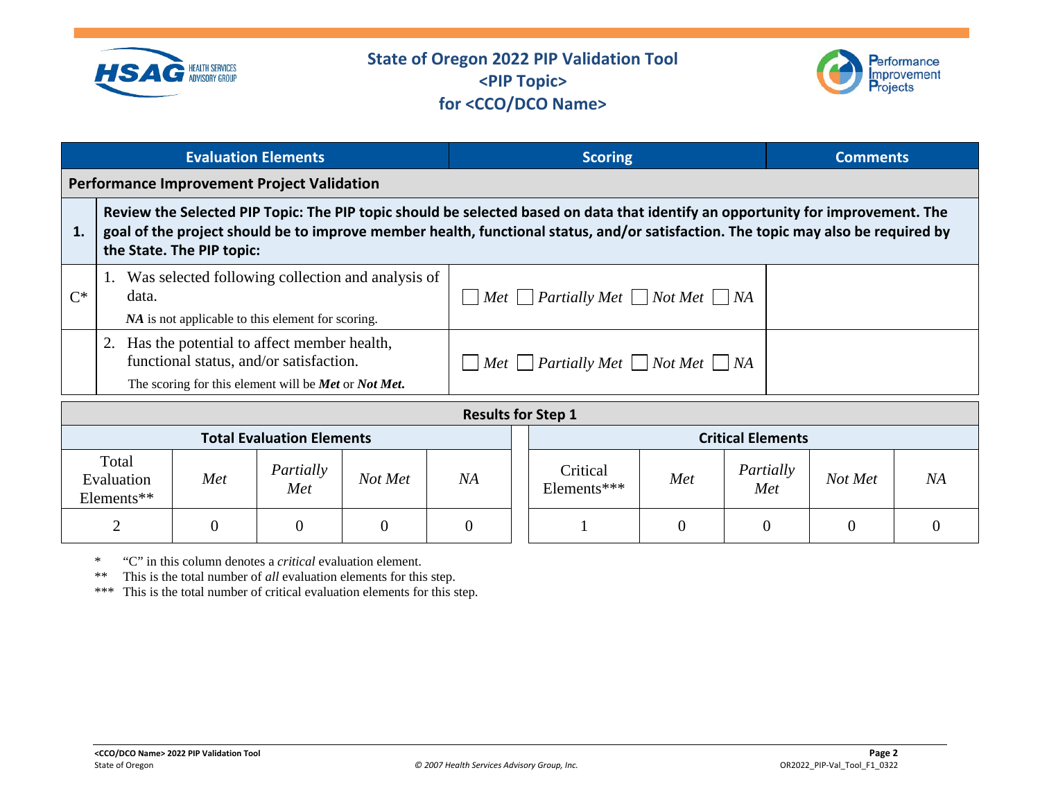# State of Oregon 2022 PIP Validation Tool
## <PIP Topic>
## for <CCO/DCO Name>

| | Evaluation Elements | Scoring | Comments |
|---|---|---|---|
| **Performance Improvement Project Validation** | | | |
| **1.** | **Review the Selected PIP Topic: The PIP topic should be selected based on data that identify an opportunity for improvement. The goal of the project should be to improve member health, functional status, and/or satisfaction. The topic may also be required by the State. The PIP topic:** | | |
| C* | 1. Was selected following collection and analysis of data. ***NA*** is not applicable to this element for scoring. | ☐ *Met* ☐ *Partially Met* ☐ *Not Met* ☐ *NA* | |
| | 2. Has the potential to affect member health, functional status, and/or satisfaction. The scoring for this element will be ***Met*** or ***Not Met.*** | ☐ *Met* ☐ *Partially Met* ☐ *Not Met* ☐ *NA* | |

**Results for Step 1**

| Total Evaluation Elements | | | | | Critical Elements | | | | |
|---|---|---|---|---|---|---|---|---|---|
| Total Evaluation Elements** | *Met* | *Partially Met* | *Not Met* | *NA* | Critical Elements*** | *Met* | *Partially Met* | *Not Met* | *NA* |
| 2 | 0 | 0 | 0 | 0 | 1 | 0 | 0 | 0 | 0 |

\* "C" in this column denotes a *critical* evaluation element.

** This is the total number of *all* evaluation elements for this step.

*** This is the total number of critical evaluation elements for this step.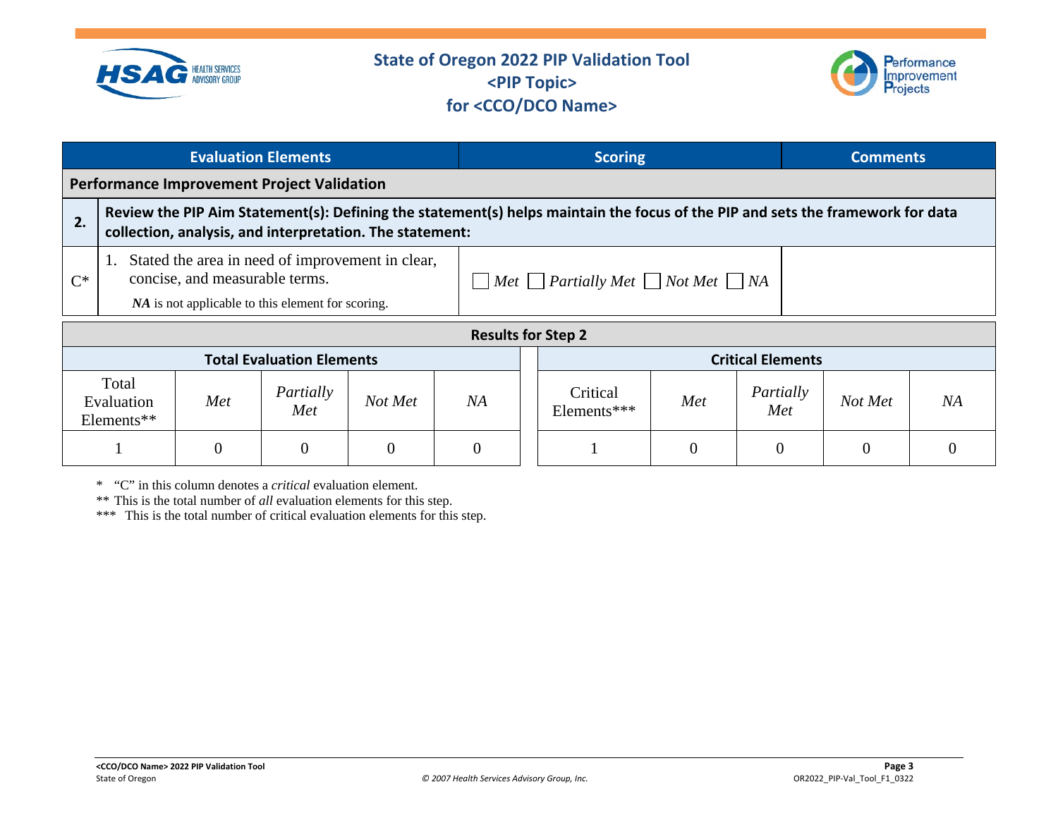# State of Oregon 2022 PIP Validation Tool
## <PIP Topic>
## for <CCO/DCO Name>

| | Evaluation Elements | Scoring | Comments |
|---|---|---|---|
| **Performance Improvement Project Validation** | | | |
| **2.** | **Review the PIP Aim Statement(s): Defining the statement(s) helps maintain the focus of the PIP and sets the framework for data collection, analysis, and interpretation. The statement:** | | |
| C* | 1. Stated the area in need of improvement in clear, concise, and measurable terms. ***NA*** is not applicable to this element for scoring. | ☐ *Met* ☐ *Partially Met* ☐ *Not Met* ☐ *NA* | |

| **Results for Step 2** | | | | | | | | | |
|---|---|---|---|---|---|---|---|---|---|
| **Total Evaluation Elements** | | | | | **Critical Elements** | | | | |
| Total Evaluation Elements** | *Met* | *Partially Met* | *Not Met* | *NA* | Critical Elements*** | *Met* | *Partially Met* | *Not Met* | *NA* |
| 1 | 0 | 0 | 0 | 0 | 1 | 0 | 0 | 0 | 0 |

\* "C" in this column denotes a *critical* evaluation element.

** This is the total number of *all* evaluation elements for this step.

*** This is the total number of critical evaluation elements for this step.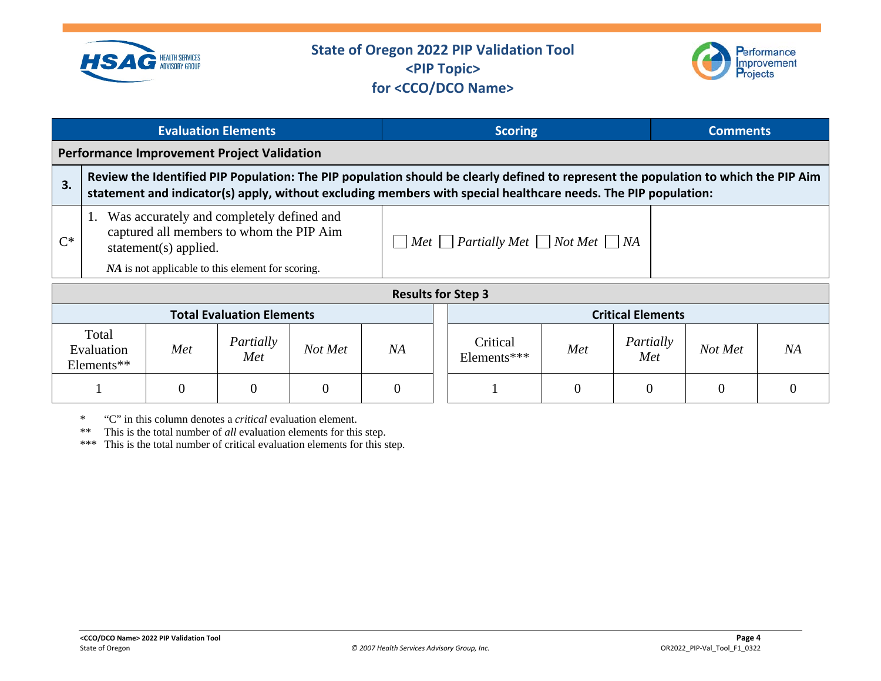# State of Oregon 2022 PIP Validation Tool
## <PIP Topic>
## for <CCO/DCO Name>

| | Evaluation Elements | Scoring | Comments |
|---|---|---|---|
| **Performance Improvement Project Validation** | | | |
| **3.** | **Review the Identified PIP Population: The PIP population should be clearly defined to represent the population to which the PIP Aim statement and indicator(s) apply, without excluding members with special healthcare needs. The PIP population:** | | |
| C* | 1. Was accurately and completely defined and captured all members to whom the PIP Aim statement(s) applied. ***NA*** is not applicable to this element for scoring. | ☐ *Met* ☐ *Partially Met* ☐ *Not Met* ☐ *NA* | |

| Results for Step 3 | | | | | | | | | |
|---|---|---|---|---|---|---|---|---|---|
| **Total Evaluation Elements** | | | | | **Critical Elements** | | | | |
| Total Evaluation Elements** | *Met* | *Partially Met* | *Not Met* | *NA* | Critical Elements*** | *Met* | *Partially Met* | *Not Met* | *NA* |
| 1 | 0 | 0 | 0 | 0 | 1 | 0 | 0 | 0 | 0 |

\* "C" in this column denotes a *critical* evaluation element.

\*\* This is the total number of *all* evaluation elements for this step.

\*\*\* This is the total number of critical evaluation elements for this step.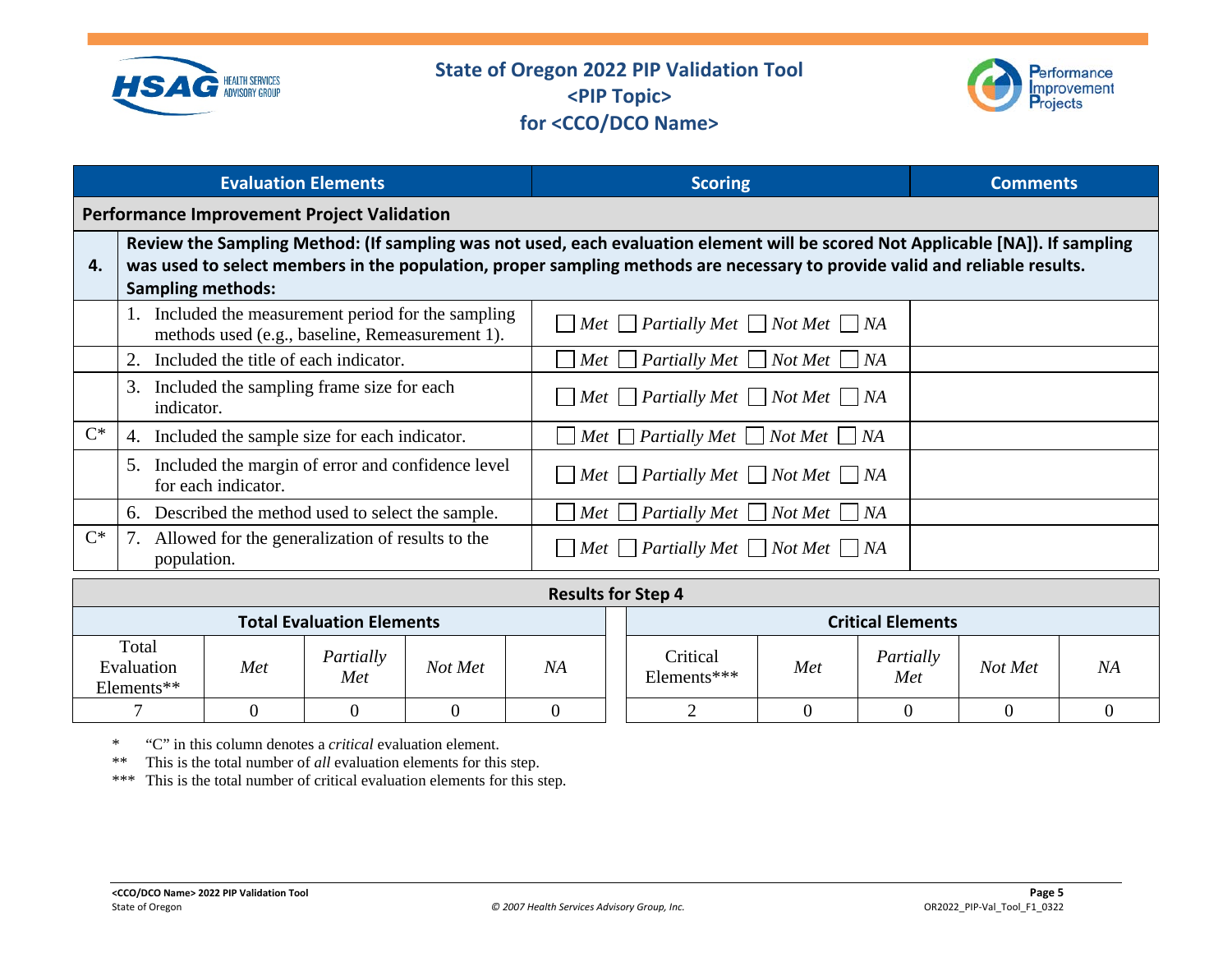# State of Oregon 2022 PIP Validation Tool
## <PIP Topic>
## for <CCO/DCO Name>

| | Evaluation Elements | Scoring | Comments |
|---|---|---|---|
| **Performance Improvement Project Validation** | | | |
| **4.** | **Review the Sampling Method: (If sampling was not used, each evaluation element will be scored Not Applicable [NA]). If sampling was used to select members in the population, proper sampling methods are necessary to provide valid and reliable results. Sampling methods:** | | |
| | 1. Included the measurement period for the sampling methods used (e.g., baseline, Remeasurement 1). | ☐ *Met* ☐ *Partially Met* ☐ *Not Met* ☐ *NA* | |
| | 2. Included the title of each indicator. | ☐ *Met* ☐ *Partially Met* ☐ *Not Met* ☐ *NA* | |
| | 3. Included the sampling frame size for each indicator. | ☐ *Met* ☐ *Partially Met* ☐ *Not Met* ☐ *NA* | |
| C* | 4. Included the sample size for each indicator. | ☐ *Met* ☐ *Partially Met* ☐ *Not Met* ☐ *NA* | |
| | 5. Included the margin of error and confidence level for each indicator. | ☐ *Met* ☐ *Partially Met* ☐ *Not Met* ☐ *NA* | |
| | 6. Described the method used to select the sample. | ☐ *Met* ☐ *Partially Met* ☐ *Not Met* ☐ *NA* | |
| C* | 7. Allowed for the generalization of results to the population. | ☐ *Met* ☐ *Partially Met* ☐ *Not Met* ☐ *NA* | |

**Results for Step 4**

| Total Evaluation Elements | | | | | Critical Elements | | | | |
|---|---|---|---|---|---|---|---|---|---|
| Total Evaluation Elements** | *Met* | *Partially Met* | *Not Met* | *NA* | Critical Elements*** | *Met* | *Partially Met* | *Not Met* | *NA* |
| 7 | 0 | 0 | 0 | 0 | 2 | 0 | 0 | 0 | 0 |

\* "C" in this column denotes a *critical* evaluation element.

\** This is the total number of *all* evaluation elements for this step.

\*** This is the total number of critical evaluation elements for this step.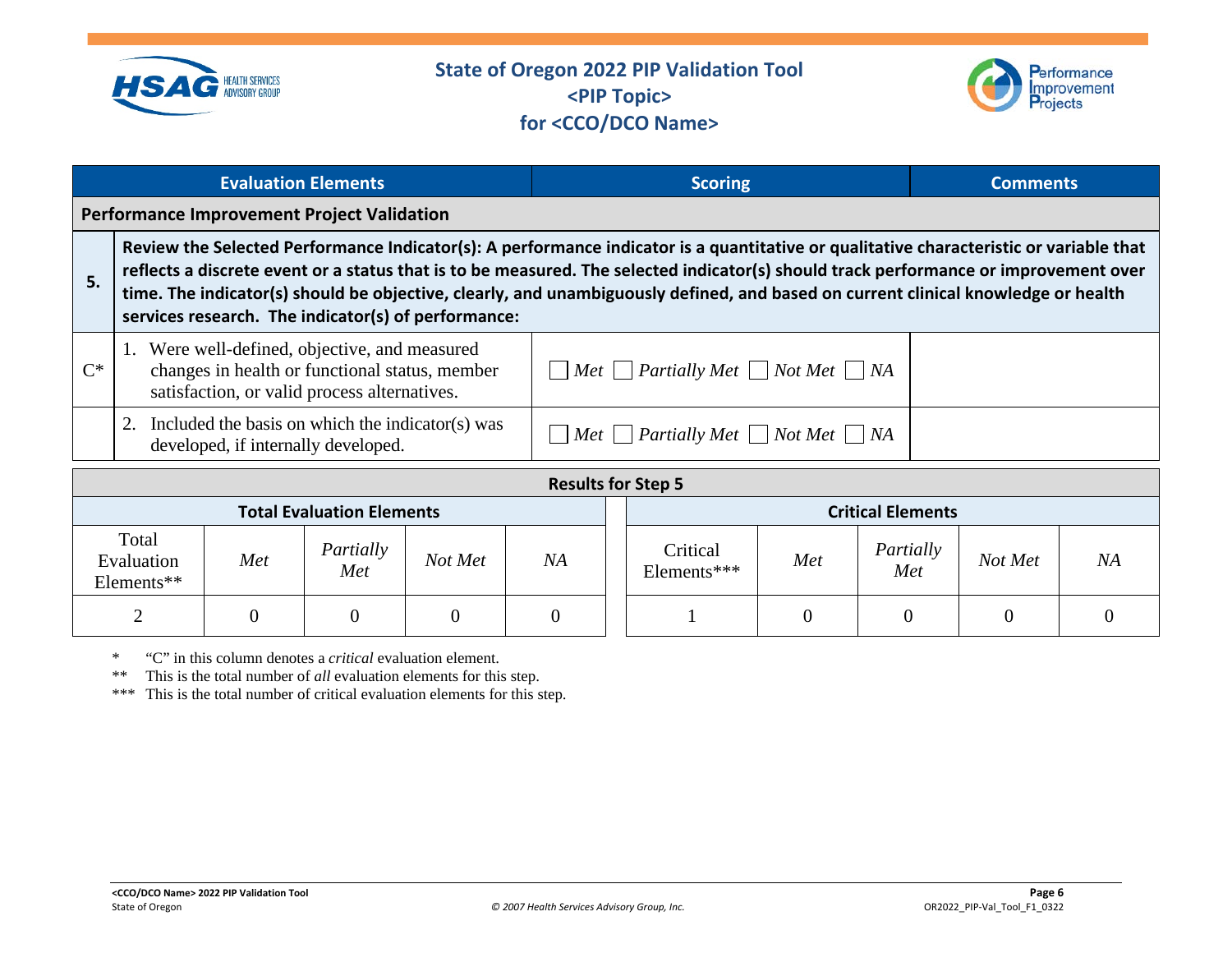# State of Oregon 2022 PIP Validation Tool
## <PIP Topic>
## for <CCO/DCO Name>

| | Evaluation Elements | Scoring | Comments |
|---|---|---|---|
| **Performance Improvement Project Validation** | | | |
| **5.** | **Review the Selected Performance Indicator(s): A performance indicator is a quantitative or qualitative characteristic or variable that reflects a discrete event or a status that is to be measured. The selected indicator(s) should track performance or improvement over time. The indicator(s) should be objective, clearly, and unambiguously defined, and based on current clinical knowledge or health services research. The indicator(s) of performance:** | | |
| C* | 1. Were well-defined, objective, and measured changes in health or functional status, member satisfaction, or valid process alternatives. | ☐ *Met* ☐ *Partially Met* ☐ *Not Met* ☐ *NA* | |
| | 2. Included the basis on which the indicator(s) was developed, if internally developed. | ☐ *Met* ☐ *Partially Met* ☐ *Not Met* ☐ *NA* | |

**Results for Step 5**

| Total Evaluation Elements | | | | | Critical Elements | | | | |
|---|---|---|---|---|---|---|---|---|---|
| Total Evaluation Elements** | *Met* | *Partially Met* | *Not Met* | *NA* | Critical Elements*** | *Met* | *Partially Met* | *Not Met* | *NA* |
| 2 | 0 | 0 | 0 | 0 | 1 | 0 | 0 | 0 | 0 |

\* "C" in this column denotes a *critical* evaluation element.
\*\* This is the total number of *all* evaluation elements for this step.
\*\*\* This is the total number of critical evaluation elements for this step.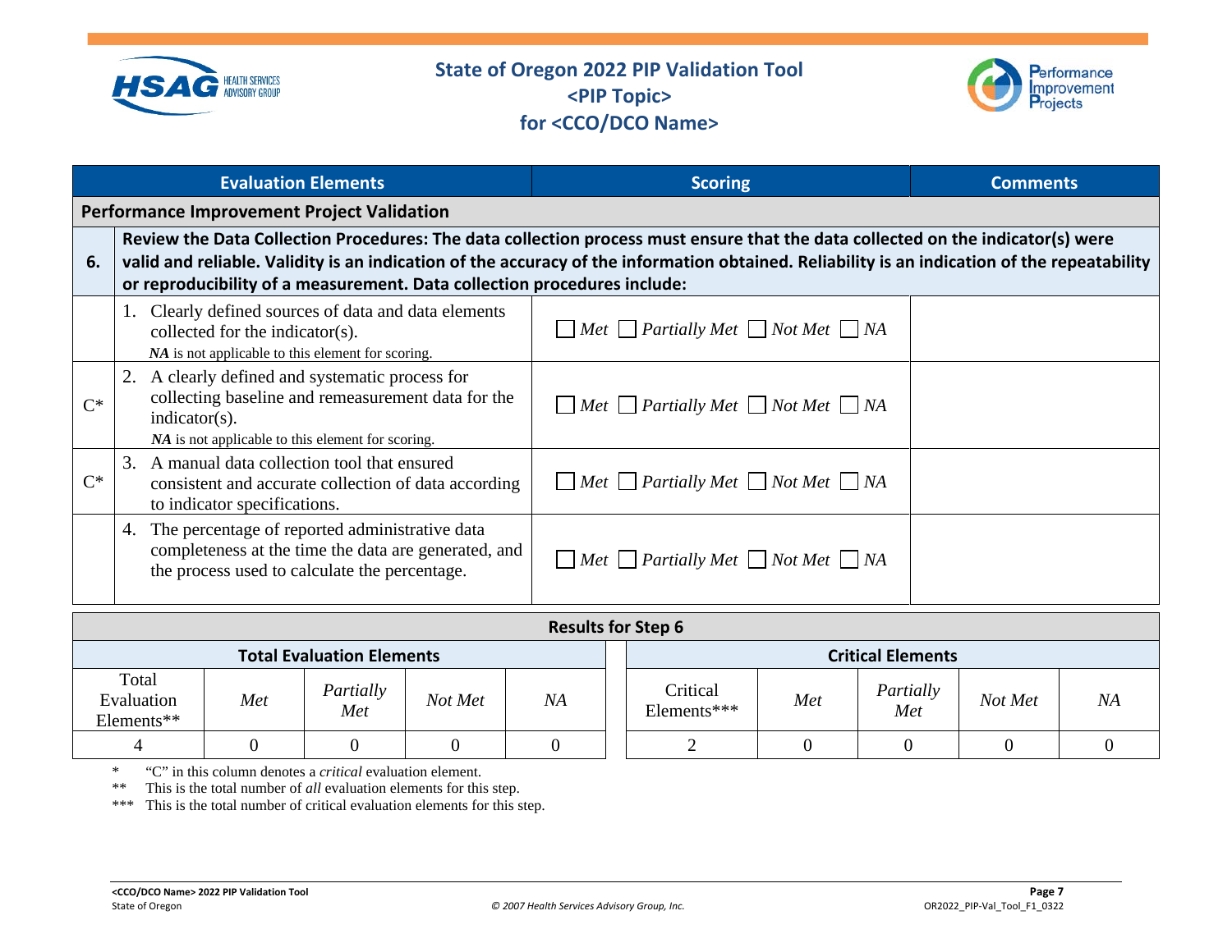# State of Oregon 2022 PIP Validation Tool
## <PIP Topic>
## for <CCO/DCO Name>

| | Evaluation Elements | Scoring | Comments |
|---|---|---|---|
| **Performance Improvement Project Validation** | | | |
| **6.** | **Review the Data Collection Procedures: The data collection process must ensure that the data collected on the indicator(s) were valid and reliable. Validity is an indication of the accuracy of the information obtained. Reliability is an indication of the repeatability or reproducibility of a measurement. Data collection procedures include:** | | |
| | 1. Clearly defined sources of data and data elements collected for the indicator(s). ***NA*** is not applicable to this element for scoring. | ☐ *Met* ☐ *Partially Met* ☐ *Not Met* ☐ *NA* | |
| C* | 2. A clearly defined and systematic process for collecting baseline and remeasurement data for the indicator(s). ***NA*** is not applicable to this element for scoring. | ☐ *Met* ☐ *Partially Met* ☐ *Not Met* ☐ *NA* | |
| C* | 3. A manual data collection tool that ensured consistent and accurate collection of data according to indicator specifications. | ☐ *Met* ☐ *Partially Met* ☐ *Not Met* ☐ *NA* | |
| | 4. The percentage of reported administrative data completeness at the time the data are generated, and the process used to calculate the percentage. | ☐ *Met* ☐ *Partially Met* ☐ *Not Met* ☐ *NA* | |

| **Results for Step 6** | | | | | | | | | |
|---|---|---|---|---|---|---|---|---|---|
| **Total Evaluation Elements** | | | | | **Critical Elements** | | | | |
| Total Evaluation Elements** | *Met* | *Partially Met* | *Not Met* | *NA* | Critical Elements*** | *Met* | *Partially Met* | *Not Met* | *NA* |
| 4 | 0 | 0 | 0 | 0 | 2 | 0 | 0 | 0 | 0 |

\* "C" in this column denotes a *critical* evaluation element.

** This is the total number of *all* evaluation elements for this step.

*** This is the total number of critical evaluation elements for this step.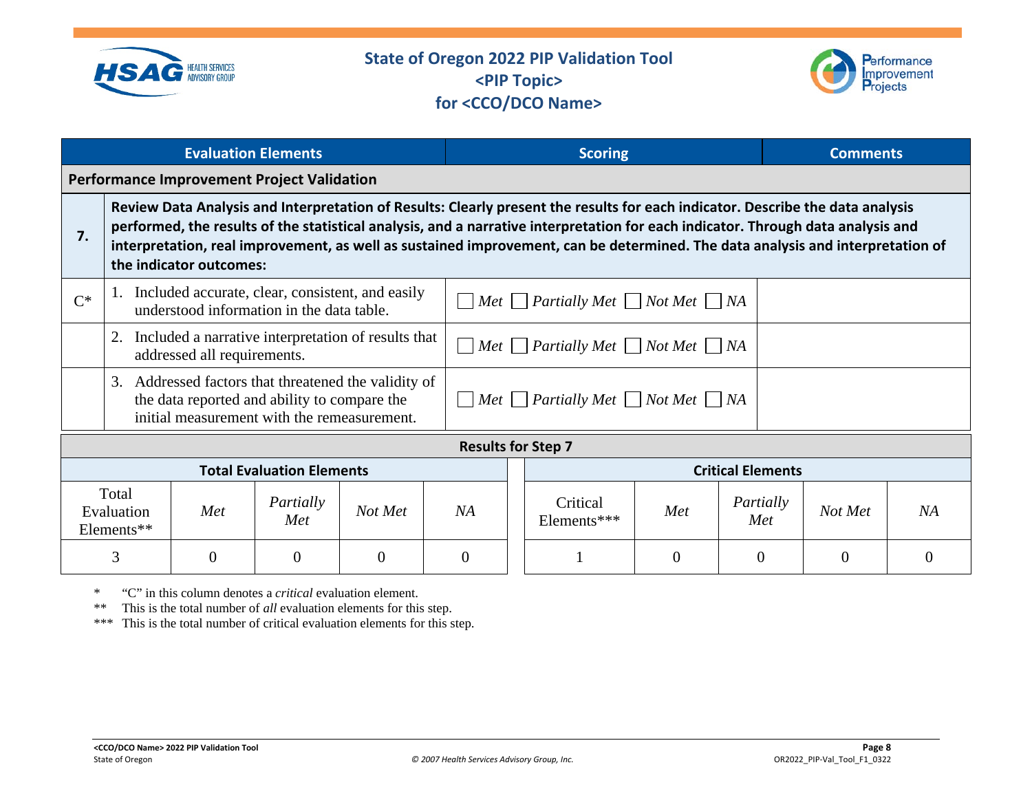# State of Oregon 2022 PIP Validation Tool
## <PIP Topic>
## for <CCO/DCO Name>

| Evaluation Elements | | Scoring | Comments |
|---|---|---|---|
| **Performance Improvement Project Validation** | | | |
| **7.** | **Review Data Analysis and Interpretation of Results: Clearly present the results for each indicator. Describe the data analysis performed, the results of the statistical analysis, and a narrative interpretation for each indicator. Through data analysis and interpretation, real improvement, as well as sustained improvement, can be determined. The data analysis and interpretation of the indicator outcomes:** | | |
| C* | 1. Included accurate, clear, consistent, and easily understood information in the data table. | ☐ *Met* ☐ *Partially Met* ☐ *Not Met* ☐ *NA* | |
| | 2. Included a narrative interpretation of results that addressed all requirements. | ☐ *Met* ☐ *Partially Met* ☐ *Not Met* ☐ *NA* | |
| | 3. Addressed factors that threatened the validity of the data reported and ability to compare the initial measurement with the remeasurement. | ☐ *Met* ☐ *Partially Met* ☐ *Not Met* ☐ *NA* | |

**Results for Step 7**

| Total Evaluation Elements | | | | | Critical Elements | | | | |
|---|---|---|---|---|---|---|---|---|---|
| Total Evaluation Elements** | *Met* | *Partially Met* | *Not Met* | *NA* | Critical Elements*** | *Met* | *Partially Met* | *Not Met* | *NA* |
| 3 | 0 | 0 | 0 | 0 | 1 | 0 | 0 | 0 | 0 |

\* "C" in this column denotes a *critical* evaluation element.
\*\* This is the total number of *all* evaluation elements for this step.
\*\*\* This is the total number of critical evaluation elements for this step.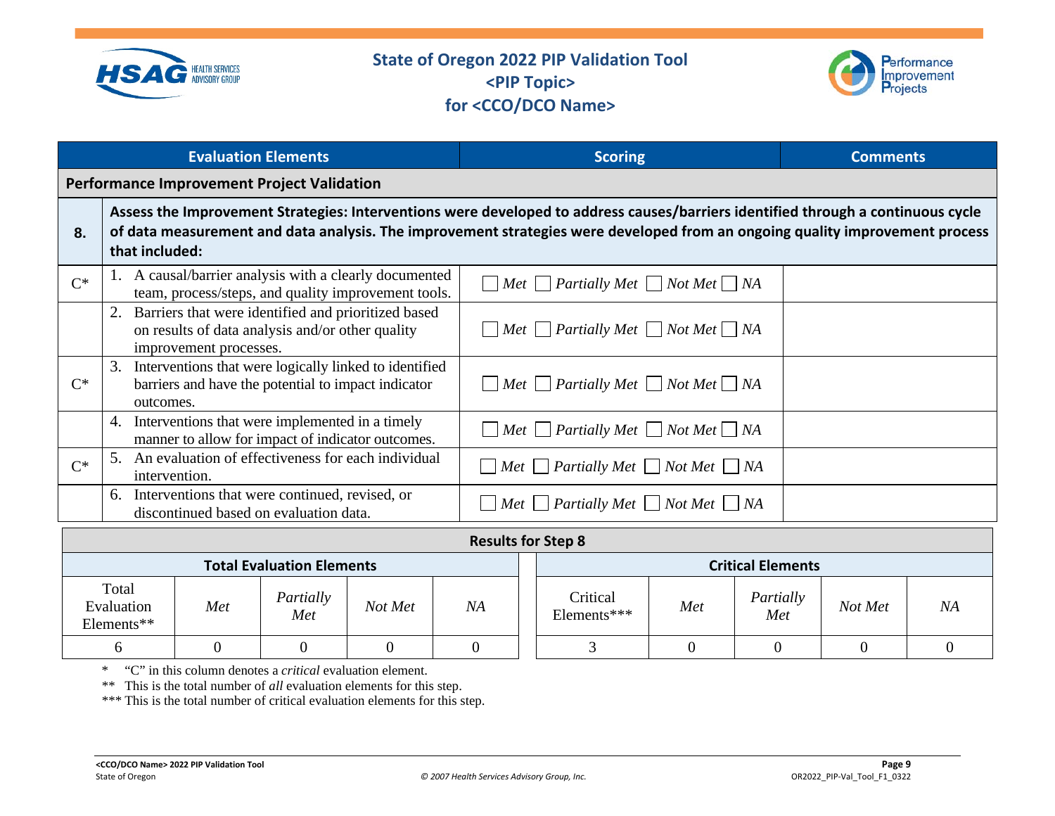# State of Oregon 2022 PIP Validation Tool
## <PIP Topic>
## for <CCO/DCO Name>

| Evaluation Elements | | Scoring | Comments |
|---|---|---|---|
| **Performance Improvement Project Validation** | | | |
| **8.** | **Assess the Improvement Strategies: Interventions were developed to address causes/barriers identified through a continuous cycle of data measurement and data analysis. The improvement strategies were developed from an ongoing quality improvement process that included:** | | |
| C* | 1. A causal/barrier analysis with a clearly documented team, process/steps, and quality improvement tools. | ☐ *Met* ☐ *Partially Met* ☐ *Not Met* ☐ *NA* | |
| | 2. Barriers that were identified and prioritized based on results of data analysis and/or other quality improvement processes. | ☐ *Met* ☐ *Partially Met* ☐ *Not Met* ☐ *NA* | |
| C* | 3. Interventions that were logically linked to identified barriers and have the potential to impact indicator outcomes. | ☐ *Met* ☐ *Partially Met* ☐ *Not Met* ☐ *NA* | |
| | 4. Interventions that were implemented in a timely manner to allow for impact of indicator outcomes. | ☐ *Met* ☐ *Partially Met* ☐ *Not Met* ☐ *NA* | |
| C* | 5. An evaluation of effectiveness for each individual intervention. | ☐ *Met* ☐ *Partially Met* ☐ *Not Met* ☐ *NA* | |
| | 6. Interventions that were continued, revised, or discontinued based on evaluation data. | ☐ *Met* ☐ *Partially Met* ☐ *Not Met* ☐ *NA* | |

**Results for Step 8**

| **Total Evaluation Elements** | | | | | **Critical Elements** | | | | |
|---|---|---|---|---|---|---|---|---|---|
| Total Evaluation Elements** | *Met* | *Partially Met* | *Not Met* | *NA* | Critical Elements*** | *Met* | *Partially Met* | *Not Met* | *NA* |
| 6 | 0 | 0 | 0 | 0 | 3 | 0 | 0 | 0 | 0 |

\* "C" in this column denotes a *critical* evaluation element.

** This is the total number of *all* evaluation elements for this step.

*** This is the total number of critical evaluation elements for this step.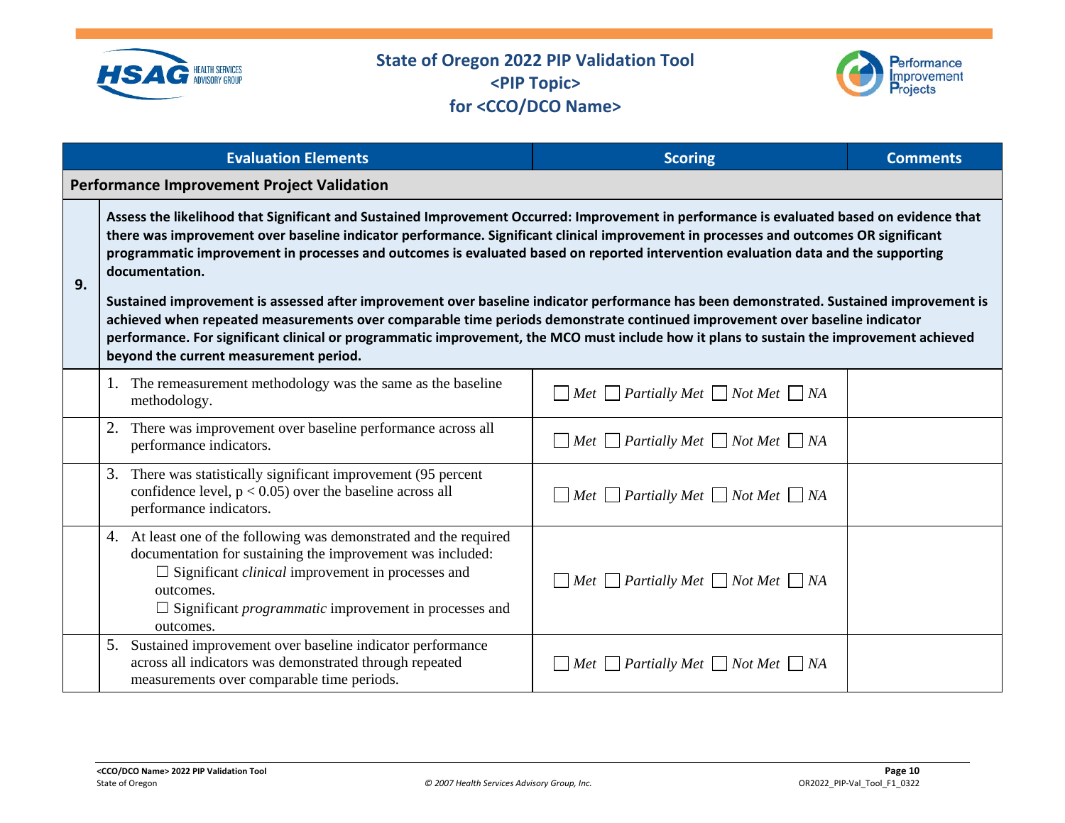# State of Oregon 2022 PIP Validation Tool
## <PIP Topic>
## for <CCO/DCO Name>

| | Evaluation Elements | Scoring | Comments |
|---|---|---|---|
| **Performance Improvement Project Validation** | | | |
| **9.** | **Assess the likelihood that Significant and Sustained Improvement Occurred: Improvement in performance is evaluated based on evidence that there was improvement over baseline indicator performance. Significant clinical improvement in processes and outcomes OR significant programmatic improvement in processes and outcomes is evaluated based on reported intervention evaluation data and the supporting documentation.** <br><br> **Sustained improvement is assessed after improvement over baseline indicator performance has been demonstrated. Sustained improvement is achieved when repeated measurements over comparable time periods demonstrate continued improvement over baseline indicator performance. For significant clinical or programmatic improvement, the MCO must include how it plans to sustain the improvement achieved beyond the current measurement period.** | | |
| | 1. The remeasurement methodology was the same as the baseline methodology. | ☐ *Met* ☐ *Partially Met* ☐ *Not Met* ☐ *NA* | |
| | 2. There was improvement over baseline performance across all performance indicators. | ☐ *Met* ☐ *Partially Met* ☐ *Not Met* ☐ *NA* | |
| | 3. There was statistically significant improvement (95 percent confidence level, $p < 0.05$) over the baseline across all performance indicators. | ☐ *Met* ☐ *Partially Met* ☐ *Not Met* ☐ *NA* | |
| | 4. At least one of the following was demonstrated and the required documentation for sustaining the improvement was included: <br> ☐ Significant *clinical* improvement in processes and outcomes. <br> ☐ Significant *programmatic* improvement in processes and outcomes. | ☐ *Met* ☐ *Partially Met* ☐ *Not Met* ☐ *NA* | |
| | 5. Sustained improvement over baseline indicator performance across all indicators was demonstrated through repeated measurements over comparable time periods. | ☐ *Met* ☐ *Partially Met* ☐ *Not Met* ☐ *NA* | |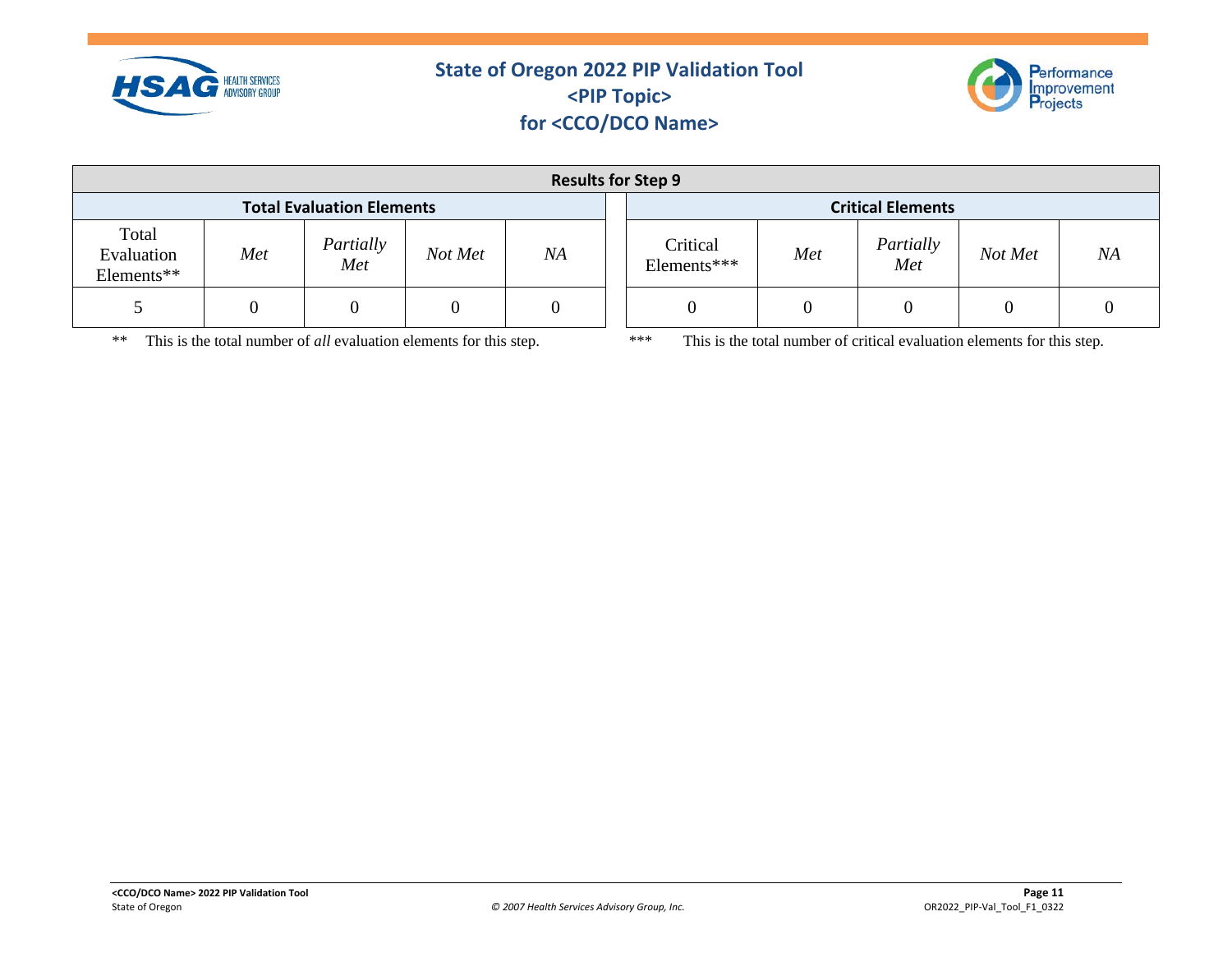## Results for Step 9

| Total Evaluation Elements | | | | | | Critical Elements | | | | |
|---|---|---|---|---|---|---|---|---|---|---|
| Total Evaluation Elements** | *Met* | *Partially Met* | *Not Met* | *NA* | | Critical Elements*** | *Met* | *Partially Met* | *Not Met* | *NA* |
| 5 | 0 | 0 | 0 | 0 | | 0 | 0 | 0 | 0 | 0 |

** This is the total number of *all* evaluation elements for this step.

*** This is the total number of critical evaluation elements for this step.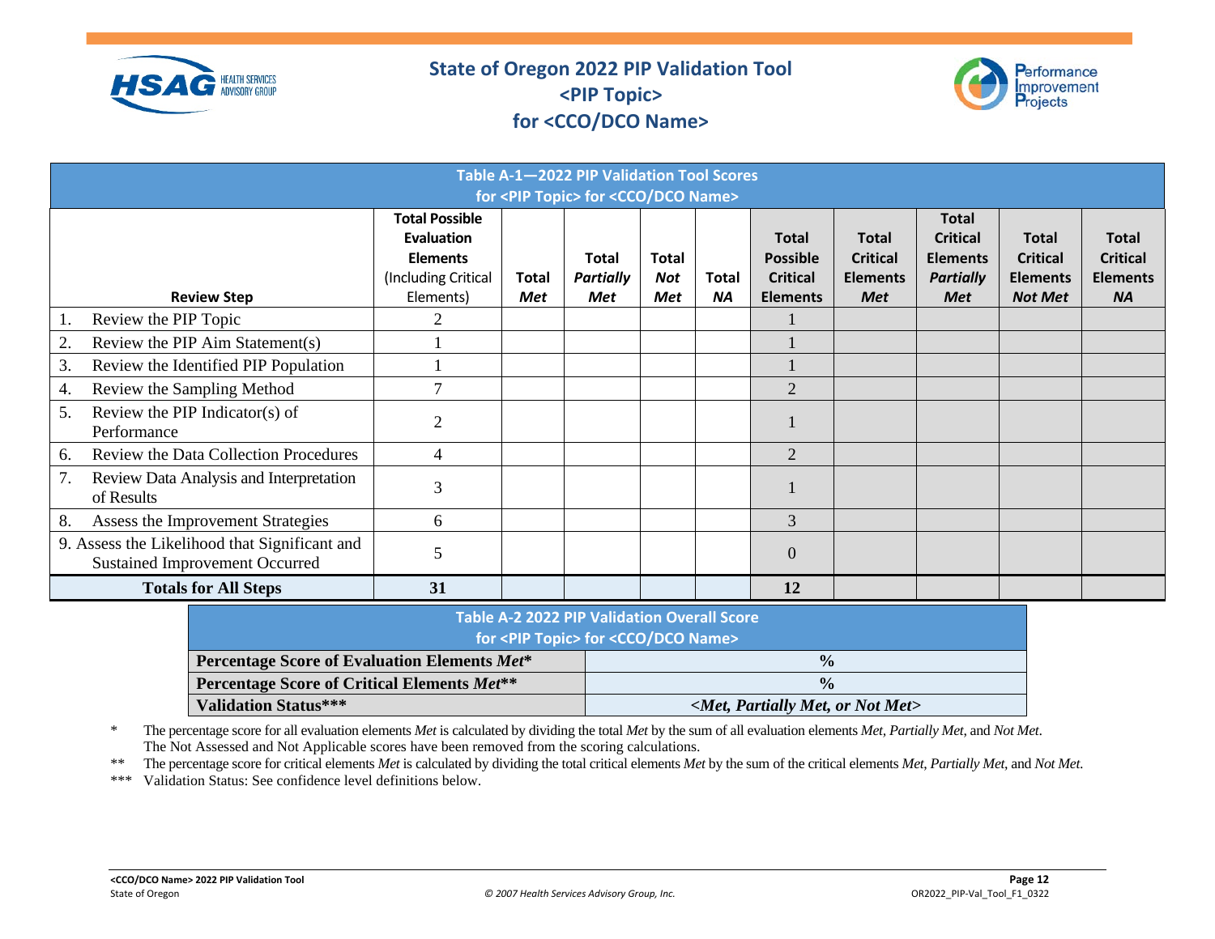# State of Oregon 2022 PIP Validation Tool
# <PIP Topic>
# for <CCO/DCO Name>

| Table A-1—2022 PIP Validation Tool Scores for <PIP Topic> for <CCO/DCO Name> | | | | | | | | | | |
|---|---|---|---|---|---|---|---|---|---|---|
| **Review Step** | **Total Possible Evaluation Elements** (Including Critical Elements) | **Total *Met*** | **Total *Partially Met*** | **Total *Not Met*** | **Total *NA*** | **Total Possible Critical Elements** | **Total Critical Elements *Met*** | **Total Critical Elements *Partially Met*** | **Total Critical Elements *Not Met*** | **Total Critical Elements *NA*** |
| 1. Review the PIP Topic | 2 | | | | | 1 | | | | |
| 2. Review the PIP Aim Statement(s) | 1 | | | | | 1 | | | | |
| 3. Review the Identified PIP Population | 1 | | | | | 1 | | | | |
| 4. Review the Sampling Method | 7 | | | | | 2 | | | | |
| 5. Review the PIP Indicator(s) of Performance | 2 | | | | | 1 | | | | |
| 6. Review the Data Collection Procedures | 4 | | | | | 2 | | | | |
| 7. Review Data Analysis and Interpretation of Results | 3 | | | | | 1 | | | | |
| 8. Assess the Improvement Strategies | 6 | | | | | 3 | | | | |
| 9. Assess the Likelihood that Significant and Sustained Improvement Occurred | 5 | | | | | 0 | | | | |
| **Totals for All Steps** | **31** | | | | | **12** | | | | |

| Table A-2 2022 PIP Validation Overall Score for <PIP Topic> for <CCO/DCO Name> | |
|---|---|
| **Percentage Score of Evaluation Elements *Met*\*** | **%** |
| **Percentage Score of Critical Elements *Met*\*\*** | **%** |
| **Validation Status\*\*\*** | ***<Met, Partially Met, or Not Met>*** |

\* The percentage score for all evaluation elements *Met* is calculated by dividing the total *Met* by the sum of all evaluation elements *Met, Partially Met*, and *Not Met*. The Not Assessed and Not Applicable scores have been removed from the scoring calculations.

\*\* The percentage score for critical elements *Met* is calculated by dividing the total critical elements *Met* by the sum of the critical elements *Met*, *Partially Met*, and *Not Met*.

\*\*\* Validation Status: See confidence level definitions below.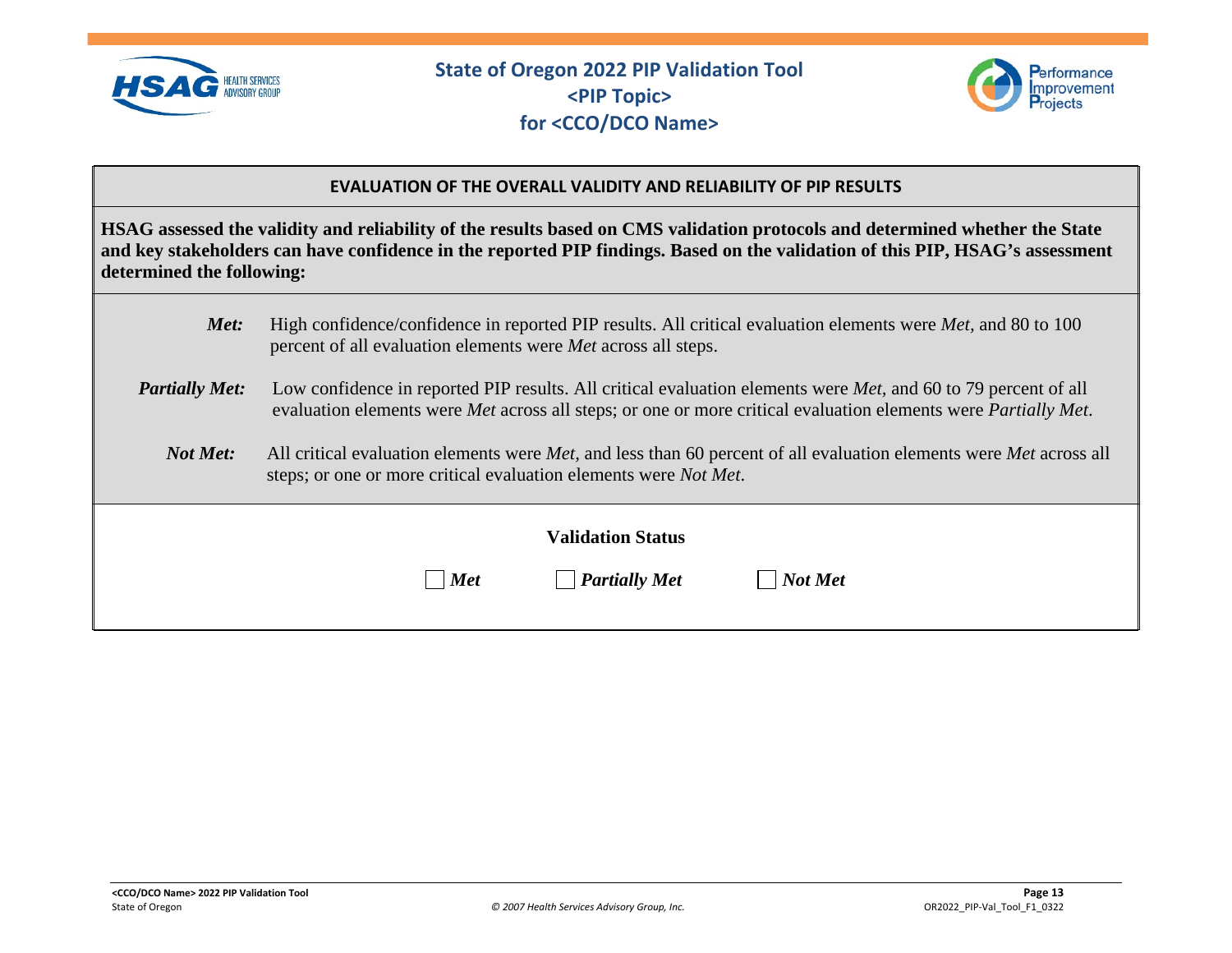# State of Oregon 2022 PIP Validation Tool
## <PIP Topic>
## for <CCO/DCO Name>

**EVALUATION OF THE OVERALL VALIDITY AND RELIABILITY OF PIP RESULTS**

**HSAG assessed the validity and reliability of the results based on CMS validation protocols and determined whether the State and key stakeholders can have confidence in the reported PIP findings. Based on the validation of this PIP, HSAG's assessment determined the following:**

***Met:*** High confidence/confidence in reported PIP results. All critical evaluation elements were *Met*, and 80 to 100 percent of all evaluation elements were *Met* across all steps.

***Partially Met:*** Low confidence in reported PIP results. All critical evaluation elements were *Met*, and 60 to 79 percent of all evaluation elements were *Met* across all steps; or one or more critical evaluation elements were *Partially Met*.

***Not Met:*** All critical evaluation elements were *Met*, and less than 60 percent of all evaluation elements were *Met* across all steps; or one or more critical evaluation elements were *Not Met*.

**Validation Status**

☐ ***Met*** ☐ ***Partially Met*** ☐ ***Not Met***